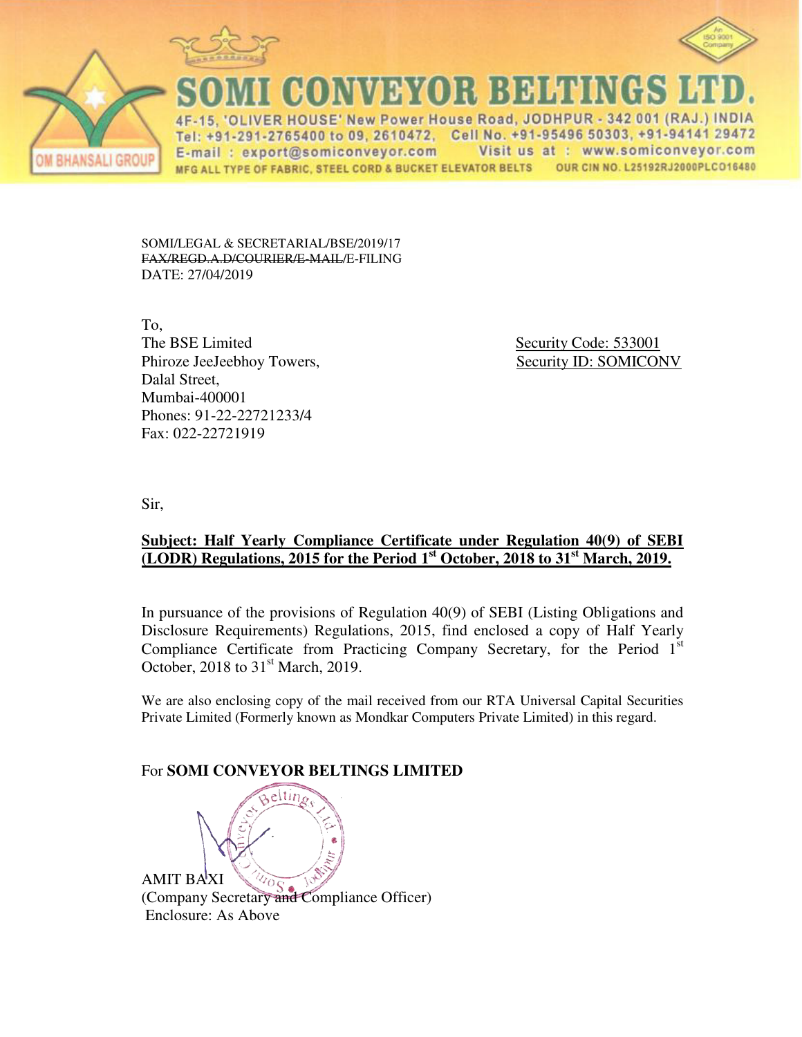# SOMI CONVEYOR BELTINGS LTD.

4F-15, 'OLIVER HOUSE' New Power House Road, JODHPUR - 342 001 (RAJ.) INDIA
Tel: +91-291-2765400 to 09, 2610472, Cell No. +91-95496 50303, +91-94141 29472
E-mail : export@somiconveyor.com Visit us at : www.somiconveyor.com
MFG ALL TYPE OF FABRIC, STEEL CORD & BUCKET ELEVATOR BELTS OUR CIN NO. L25192RJ2000PLC016480

OM BHANSALI GROUP

An ISO 9001 Company

SOMI/LEGAL & SECRETARIAL/BSE/2019/17
~~FAX/REGD.A.D/COURIER/E-MAIL~~/E-FILING
DATE: 27/04/2019

To,
The BSE Limited
Phiroze JeeJeebhoy Towers,
Dalal Street,
Mumbai-400001
Phones: 91-22-22721233/4
Fax: 022-22721919

Security Code: 533001
Security ID: SOMICONV

Sir,

**Subject: Half Yearly Compliance Certificate under Regulation 40(9) of SEBI (LODR) Regulations, 2015 for the Period 1st October, 2018 to 31st March, 2019.**

In pursuance of the provisions of Regulation 40(9) of SEBI (Listing Obligations and Disclosure Requirements) Regulations, 2015, find enclosed a copy of Half Yearly Compliance Certificate from Practicing Company Secretary, for the Period 1st October, 2018 to 31st March, 2019.

We are also enclosing copy of the mail received from our RTA Universal Capital Securities Private Limited (Formerly known as Mondkar Computers Private Limited) in this regard.

For **SOMI CONVEYOR BELTINGS LIMITED**

AMIT BAXI
(Company Secretary and Compliance Officer)
Enclosure: As Above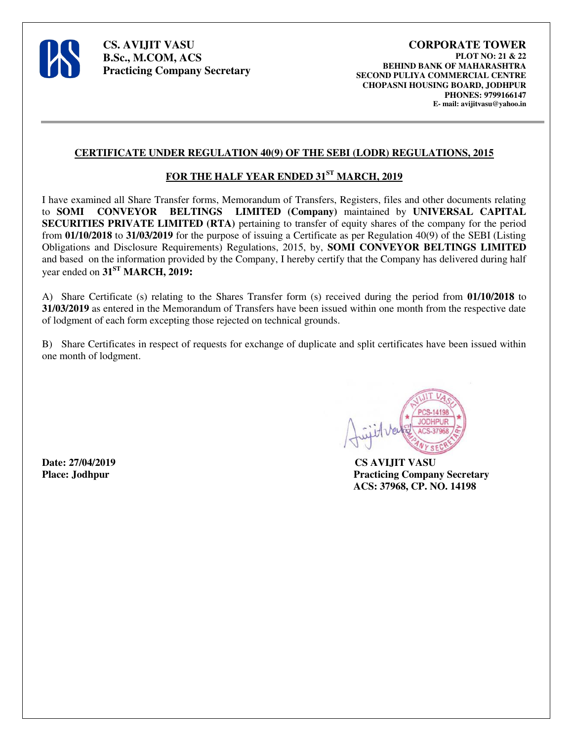**CS. AVIJIT VASU**
**B.Sc., M.COM, ACS**
**Practicing Company Secretary**

**CORPORATE TOWER**
**PLOT NO: 21 & 22**
**BEHIND BANK OF MAHARASHTRA**
**SECOND PULIYA COMMERCIAL CENTRE**
**CHOPASNI HOUSING BOARD, JODHPUR**
**PHONES: 9799166147**
**E- mail: avijitvasu@yahoo.in**

---

## CERTIFICATE UNDER REGULATION 40(9) OF THE SEBI (LODR) REGULATIONS, 2015

## FOR THE HALF YEAR ENDED 31ST MARCH, 2019

I have examined all Share Transfer forms, Memorandum of Transfers, Registers, files and other documents relating to **SOMI CONVEYOR BELTINGS LIMITED (Company)** maintained by **UNIVERSAL CAPITAL SECURITIES PRIVATE LIMITED (RTA)** pertaining to transfer of equity shares of the company for the period from **01/10/2018** to **31/03/2019** for the purpose of issuing a Certificate as per Regulation 40(9) of the SEBI (Listing Obligations and Disclosure Requirements) Regulations, 2015, by, **SOMI CONVEYOR BELTINGS LIMITED** and based on the information provided by the Company, I hereby certify that the Company has delivered during half year ended on **31ST MARCH, 2019:**

A) Share Certificate (s) relating to the Shares Transfer form (s) received during the period from **01/10/2018** to **31/03/2019** as entered in the Memorandum of Transfers have been issued within one month from the respective date of lodgment of each form excepting those rejected on technical grounds.

B) Share Certificates in respect of requests for exchange of duplicate and split certificates have been issued within one month of lodgment.

**Date: 27/04/2019**
**Place: Jodhpur**

**CS AVIJIT VASU**
**Practicing Company Secretary**
**ACS: 37968, CP. NO. 14198**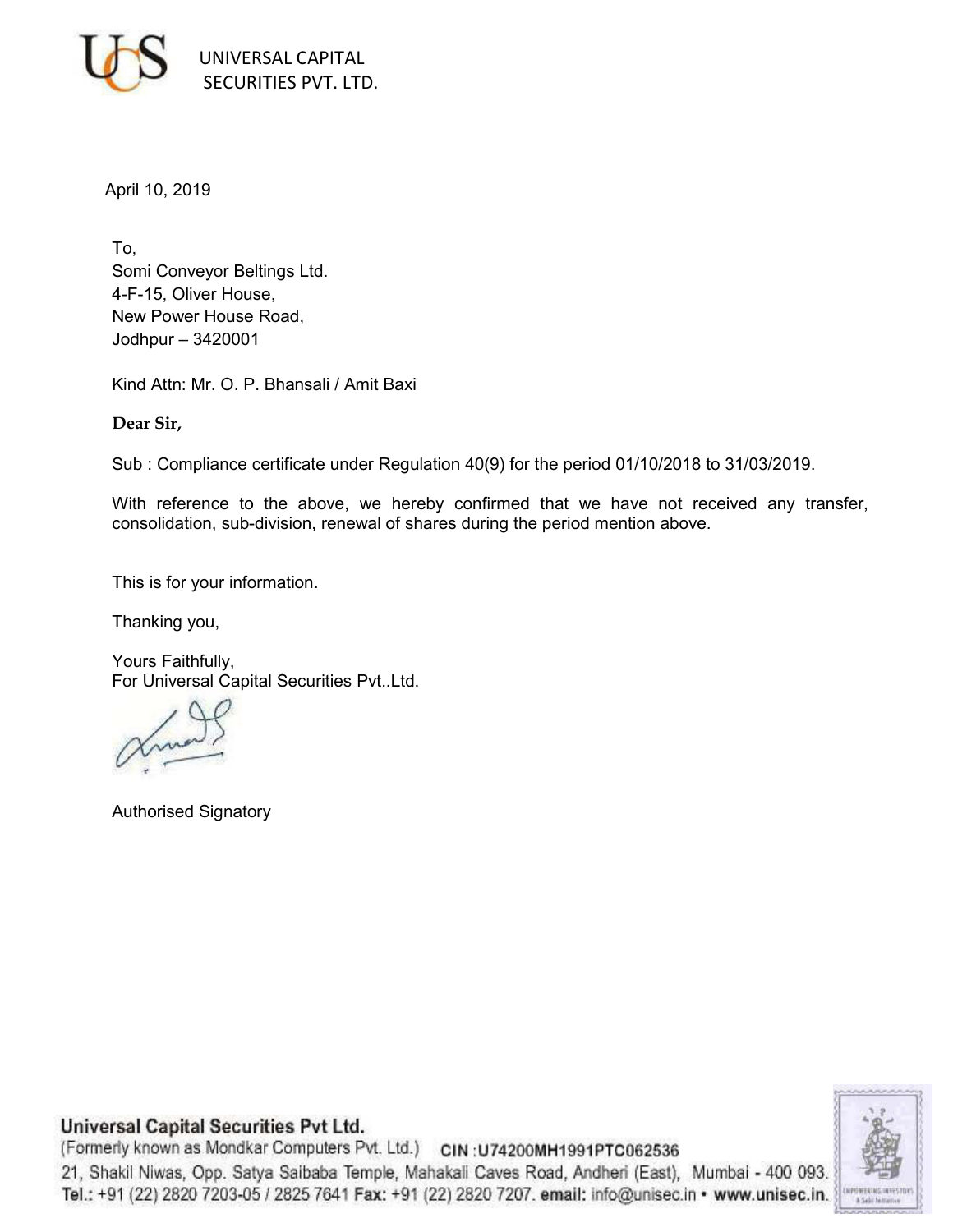UNIVERSAL CAPITAL
SECURITIES PVT. LTD.

April 10, 2019

To,
Somi Conveyor Beltings Ltd.
4-F-15, Oliver House,
New Power House Road,
Jodhpur – 3420001

Kind Attn: Mr. O. P. Bhansali / Amit Baxi

**Dear Sir,**

Sub : Compliance certificate under Regulation 40(9) for the period 01/10/2018 to 31/03/2019.

With reference to the above, we hereby confirmed that we have not received any transfer, consolidation, sub-division, renewal of shares during the period mention above.

This is for your information.

Thanking you,

Yours Faithfully,
For Universal Capital Securities Pvt..Ltd.

Authorised Signatory

**Universal Capital Securities Pvt Ltd.**
(Formerly known as Mondkar Computers Pvt. Ltd.) CIN :U74200MH1991PTC062536
21, Shakil Niwas, Opp. Satya Saibaba Temple, Mahakali Caves Road, Andheri (East), Mumbai - 400 093.
**Tel.:** +91 (22) 2820 7203-05 / 2825 7641 **Fax:** +91 (22) 2820 7207. **email:** info@unisec.in • **www.unisec.in.**